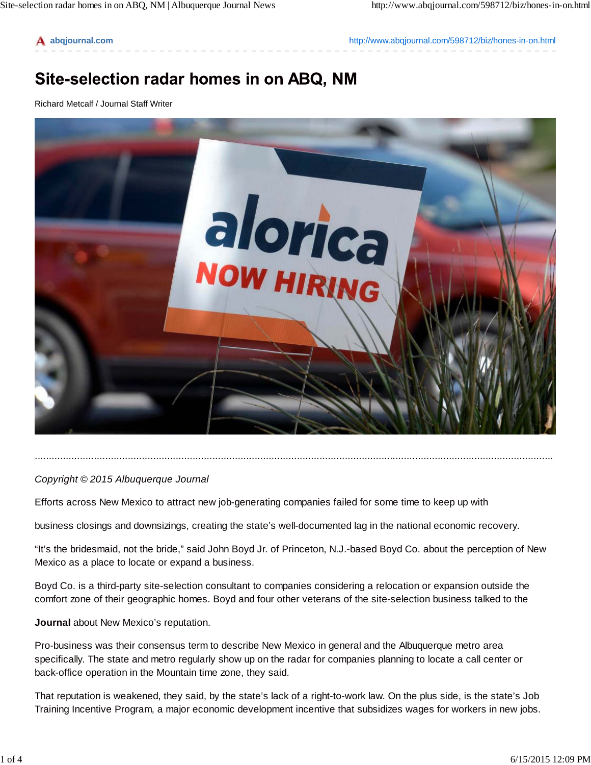# Site-selection radar homes in on ABQ, NM

Richard Metcalf / Journal Staff Writer

*Copyright © 2015 Albuquerque Journal*

Efforts across New Mexico to attract new job-generating companies failed for some time to keep up with

business closings and downsizings, creating the state's well-documented lag in the national economic recovery.

"It's the bridesmaid, not the bride," said John Boyd Jr. of Princeton, N.J.-based Boyd Co. about the perception of New Mexico as a place to locate or expand a business.

Boyd Co. is a third-party site-selection consultant to companies considering a relocation or expansion outside the comfort zone of their geographic homes. Boyd and four other veterans of the site-selection business talked to the

**Journal** about New Mexico's reputation.

Pro-business was their consensus term to describe New Mexico in general and the Albuquerque metro area specifically. The state and metro regularly show up on the radar for companies planning to locate a call center or back-office operation in the Mountain time zone, they said.

That reputation is weakened, they said, by the state's lack of a right-to-work law. On the plus side, is the state's Job Training Incentive Program, a major economic development incentive that subsidizes wages for workers in new jobs.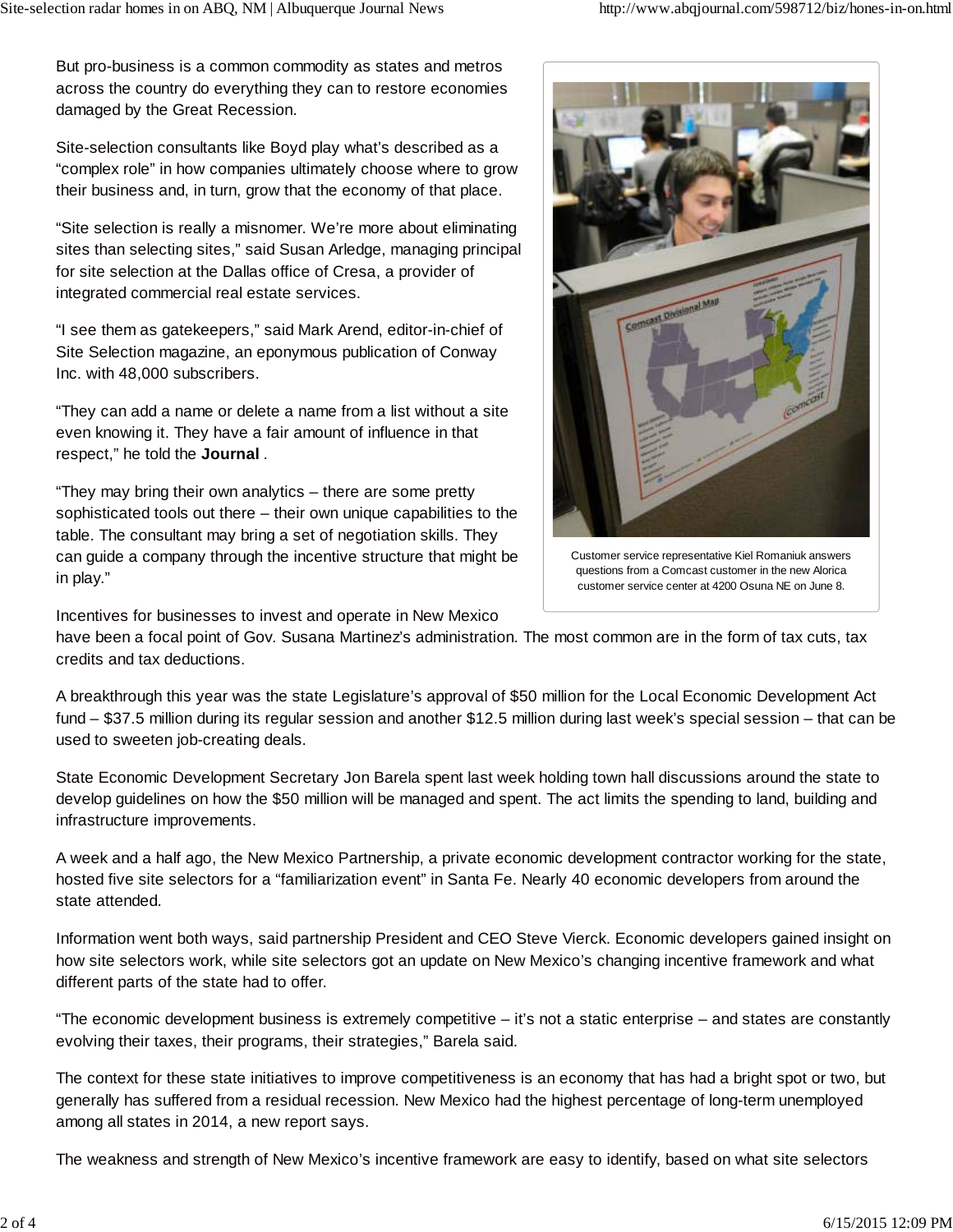But pro-business is a common commodity as states and metros across the country do everything they can to restore economies damaged by the Great Recession.

Site-selection consultants like Boyd play what's described as a "complex role" in how companies ultimately choose where to grow their business and, in turn, grow that the economy of that place.

"Site selection is really a misnomer. We're more about eliminating sites than selecting sites," said Susan Arledge, managing principal for site selection at the Dallas office of Cresa, a provider of integrated commercial real estate services.

"I see them as gatekeepers," said Mark Arend, editor-in-chief of Site Selection magazine, an eponymous publication of Conway Inc. with 48,000 subscribers.

"They can add a name or delete a name from a list without a site even knowing it. They have a fair amount of influence in that respect," he told the **Journal** .

"They may bring their own analytics – there are some pretty sophisticated tools out there – their own unique capabilities to the table. The consultant may bring a set of negotiation skills. They can guide a company through the incentive structure that might be in play."

Customer service representative Kiel Romaniuk answers questions from a Comcast customer in the new Alorica customer service center at 4200 Osuna NE on June 8.

Incentives for businesses to invest and operate in New Mexico have been a focal point of Gov. Susana Martinez's administration. The most common are in the form of tax cuts, tax credits and tax deductions.

A breakthrough this year was the state Legislature's approval of $50 million for the Local Economic Development Act fund – $37.5 million during its regular session and another $12.5 million during last week's special session – that can be used to sweeten job-creating deals.

State Economic Development Secretary Jon Barela spent last week holding town hall discussions around the state to develop guidelines on how the $50 million will be managed and spent. The act limits the spending to land, building and infrastructure improvements.

A week and a half ago, the New Mexico Partnership, a private economic development contractor working for the state, hosted five site selectors for a "familiarization event" in Santa Fe. Nearly 40 economic developers from around the state attended.

Information went both ways, said partnership President and CEO Steve Vierck. Economic developers gained insight on how site selectors work, while site selectors got an update on New Mexico's changing incentive framework and what different parts of the state had to offer.

"The economic development business is extremely competitive – it's not a static enterprise – and states are constantly evolving their taxes, their programs, their strategies," Barela said.

The context for these state initiatives to improve competitiveness is an economy that has had a bright spot or two, but generally has suffered from a residual recession. New Mexico had the highest percentage of long-term unemployed among all states in 2014, a new report says.

The weakness and strength of New Mexico's incentive framework are easy to identify, based on what site selectors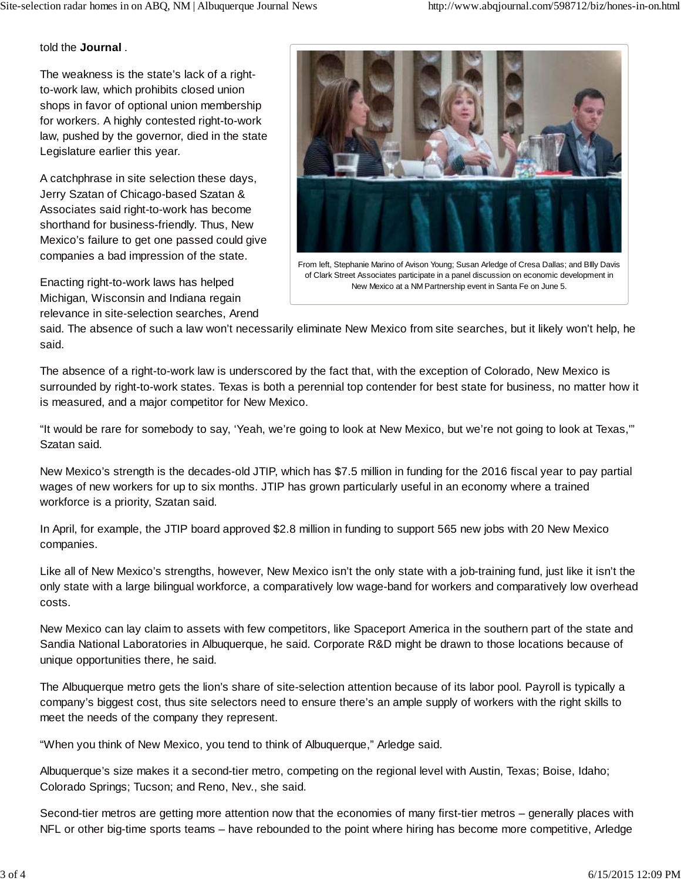told the **Journal** .

The weakness is the state's lack of a right-to-work law, which prohibits closed union shops in favor of optional union membership for workers. A highly contested right-to-work law, pushed by the governor, died in the state Legislature earlier this year.

A catchphrase in site selection these days, Jerry Szatan of Chicago-based Szatan & Associates said right-to-work has become shorthand for business-friendly. Thus, New Mexico's failure to get one passed could give companies a bad impression of the state.

From left, Stephanie Marino of Avison Young; Susan Arledge of Cresa Dallas; and BIlly Davis of Clark Street Associates participate in a panel discussion on economic development in New Mexico at a NM Partnership event in Santa Fe on June 5.

Enacting right-to-work laws has helped Michigan, Wisconsin and Indiana regain relevance in site-selection searches, Arend said. The absence of such a law won't necessarily eliminate New Mexico from site searches, but it likely won't help, he said.

The absence of a right-to-work law is underscored by the fact that, with the exception of Colorado, New Mexico is surrounded by right-to-work states. Texas is both a perennial top contender for best state for business, no matter how it is measured, and a major competitor for New Mexico.

"It would be rare for somebody to say, 'Yeah, we're going to look at New Mexico, but we're not going to look at Texas,'" Szatan said.

New Mexico's strength is the decades-old JTIP, which has $7.5 million in funding for the 2016 fiscal year to pay partial wages of new workers for up to six months. JTIP has grown particularly useful in an economy where a trained workforce is a priority, Szatan said.

In April, for example, the JTIP board approved $2.8 million in funding to support 565 new jobs with 20 New Mexico companies.

Like all of New Mexico's strengths, however, New Mexico isn't the only state with a job-training fund, just like it isn't the only state with a large bilingual workforce, a comparatively low wage-band for workers and comparatively low overhead costs.

New Mexico can lay claim to assets with few competitors, like Spaceport America in the southern part of the state and Sandia National Laboratories in Albuquerque, he said. Corporate R&D might be drawn to those locations because of unique opportunities there, he said.

The Albuquerque metro gets the lion's share of site-selection attention because of its labor pool. Payroll is typically a company's biggest cost, thus site selectors need to ensure there's an ample supply of workers with the right skills to meet the needs of the company they represent.

"When you think of New Mexico, you tend to think of Albuquerque," Arledge said.

Albuquerque's size makes it a second-tier metro, competing on the regional level with Austin, Texas; Boise, Idaho; Colorado Springs; Tucson; and Reno, Nev., she said.

Second-tier metros are getting more attention now that the economies of many first-tier metros – generally places with NFL or other big-time sports teams – have rebounded to the point where hiring has become more competitive, Arledge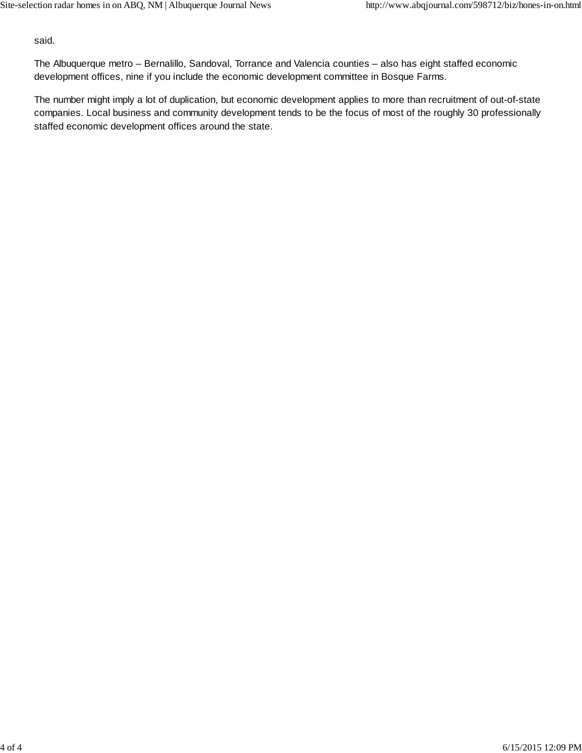said.

The Albuquerque metro – Bernalillo, Sandoval, Torrance and Valencia counties – also has eight staffed economic development offices, nine if you include the economic development committee in Bosque Farms.

The number might imply a lot of duplication, but economic development applies to more than recruitment of out-of-state companies. Local business and community development tends to be the focus of most of the roughly 30 professionally staffed economic development offices around the state.